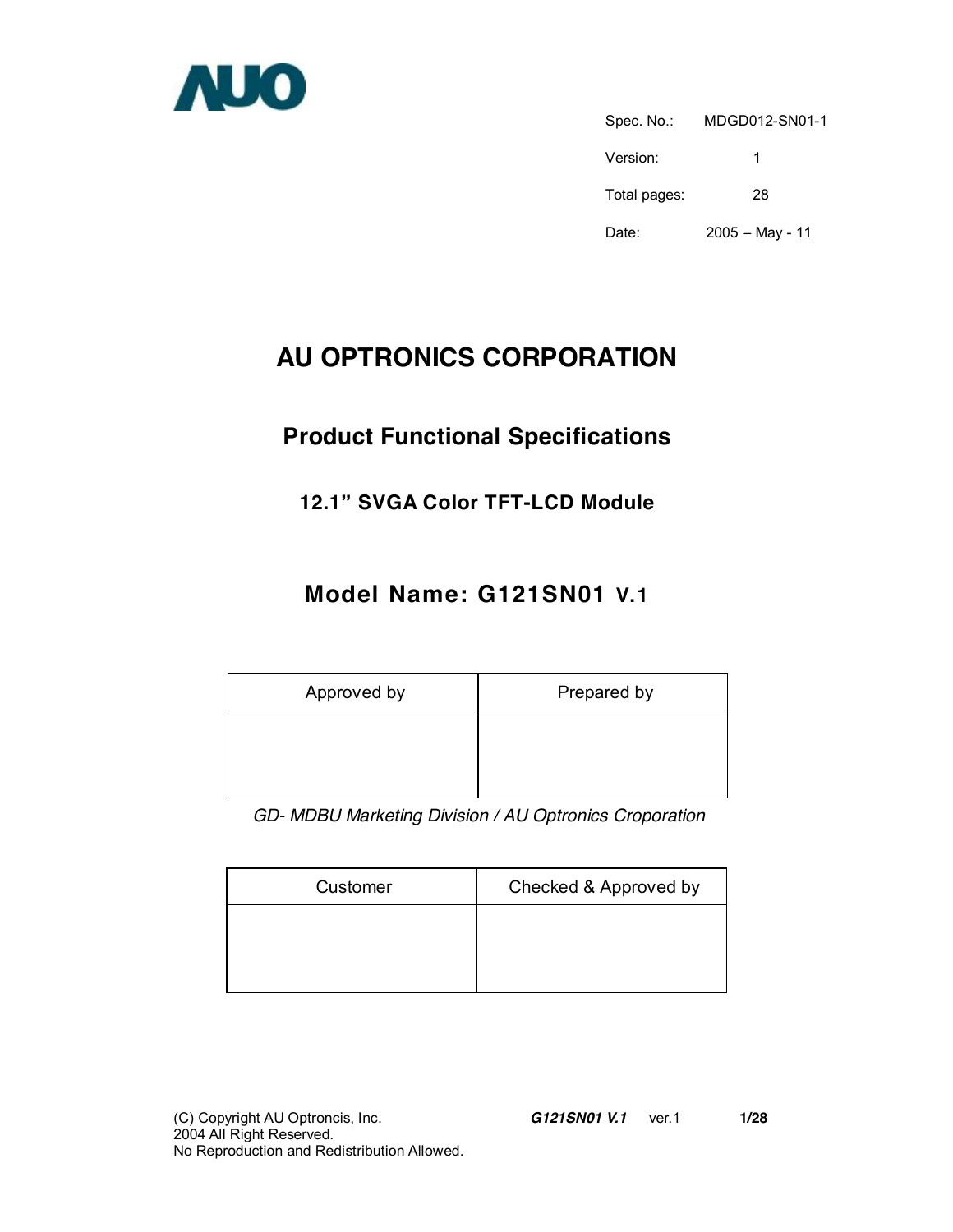AUO

Spec. No.: MDGD012-SN01-1

Version: 1

Total pages: 28

Date: 2005 – May - 11

# AU OPTRONICS CORPORATION

## Product Functional Specifications

### 12.1” SVGA Color TFT-LCD Module

## Model Name: G121SN01 V.1

| Approved by | Prepared by |
|---|---|
| | |

*GD- MDBU Marketing Division / AU Optronics Croporation*

| Customer | Checked & Approved by |
|---|---|
| | |

(C) Copyright AU Optroncis, Inc.
2004 All Right Reserved.
No Reproduction and Redistribution Allowed.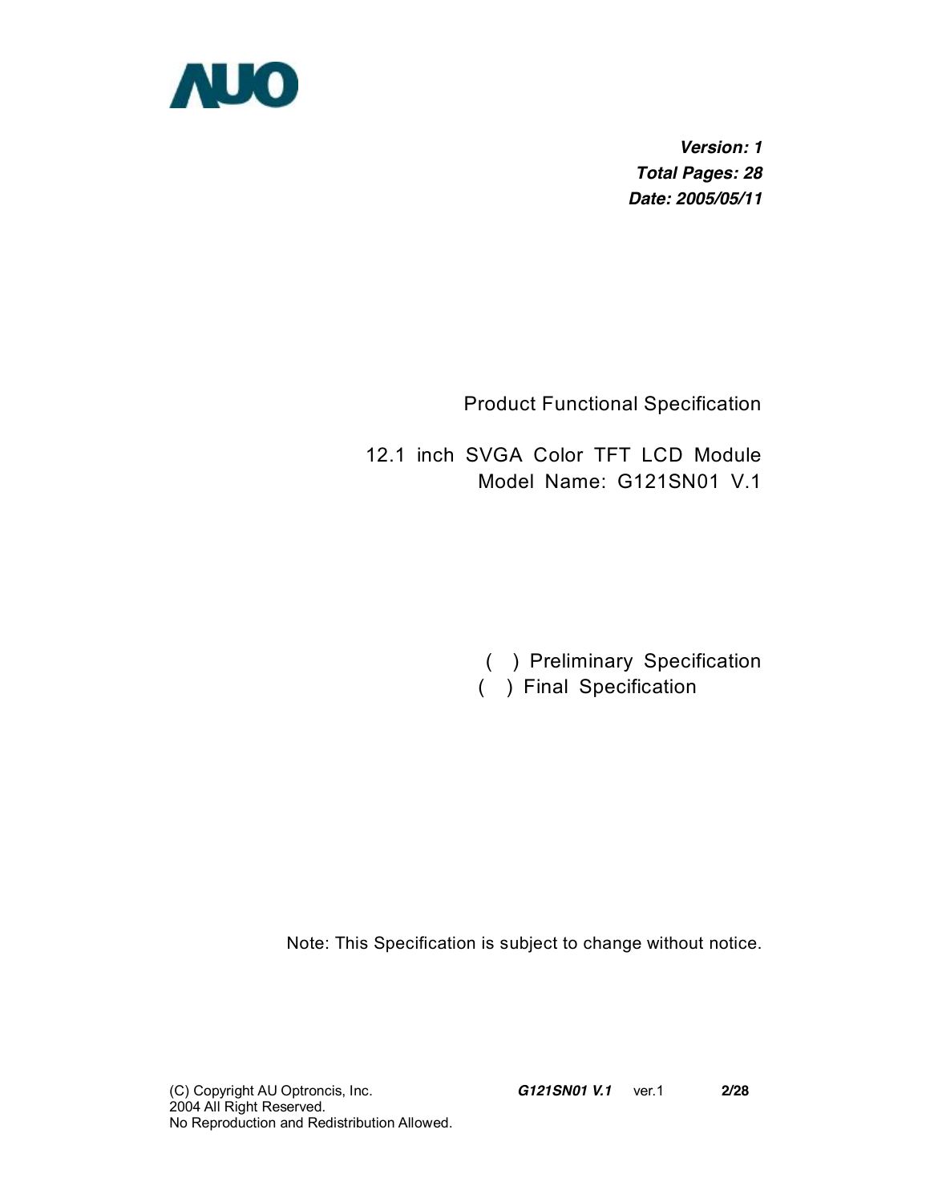AUO

***Version: 1***
***Total Pages: 28***
***Date: 2005/05/11***

Product Functional Specification

12.1 inch SVGA Color TFT LCD Module
Model Name: G121SN01 V.1

( ) Preliminary Specification
( ) Final Specification

Note: This Specification is subject to change without notice.

(C) Copyright AU Optroncis, Inc.
2004 All Right Reserved.
No Reproduction and Redistribution Allowed.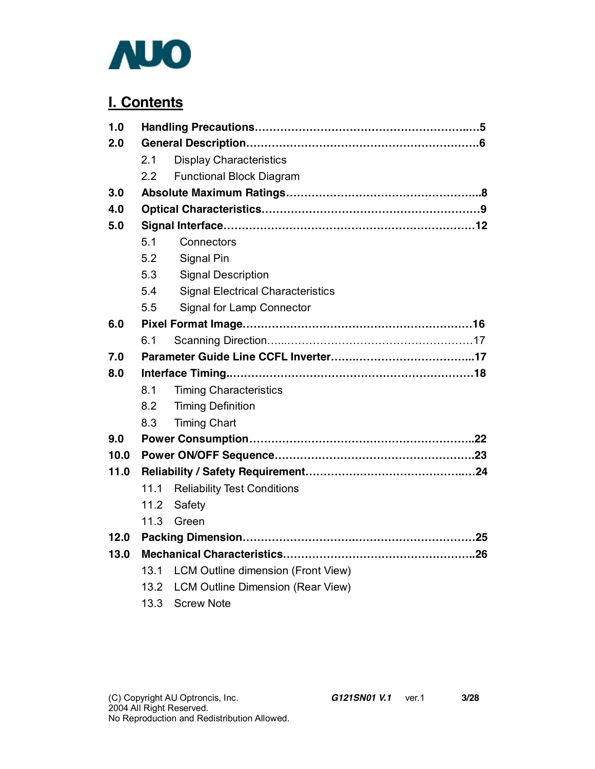## I. Contents

**1.0 Handling Precautions……………………………………………………..…5**

**2.0 General Description……………………………………………………….6**

- 2.1 Display Characteristics
- 2.2 Functional Block Diagram

**3.0 Absolute Maximum Ratings……………………………………………...8**

**4.0 Optical Characteristics…………………………………………………..9**

**5.0 Signal Interface…………………………………………………………..12**

- 5.1 Connectors
- 5.2 Signal Pin
- 5.3 Signal Description
- 5.4 Signal Electrical Characteristics
- 5.5 Signal for Lamp Connector

**6.0 Pixel Format Image……………………………………………………..16**

- 6.1 Scanning Direction…..……………………………………………17

**7.0 Parameter Guide Line CCFL Inverter…….…………………………...17**

**8.0 Interface Timing……………………………………………………….....18**

- 8.1 Timing Characteristics
- 8.2 Timing Definition
- 8.3 Timing Chart

**9.0 Power Consumption……………………………………………………..22**

**10.0 Power ON/OFF Sequence……………………………………………...23**

**11.0 Reliability / Safety Requirement…………………………………..…24**

- 11.1 Reliability Test Conditions
- 11.2 Safety
- 11.3 Green

**12.0 Packing Dimension…………………………………………………….25**

**13.0 Mechanical Characteristics……………………………………………..26**

- 13.1 LCM Outline dimension (Front View)
- 13.2 LCM Outline Dimension (Rear View)
- 13.3 Screw Note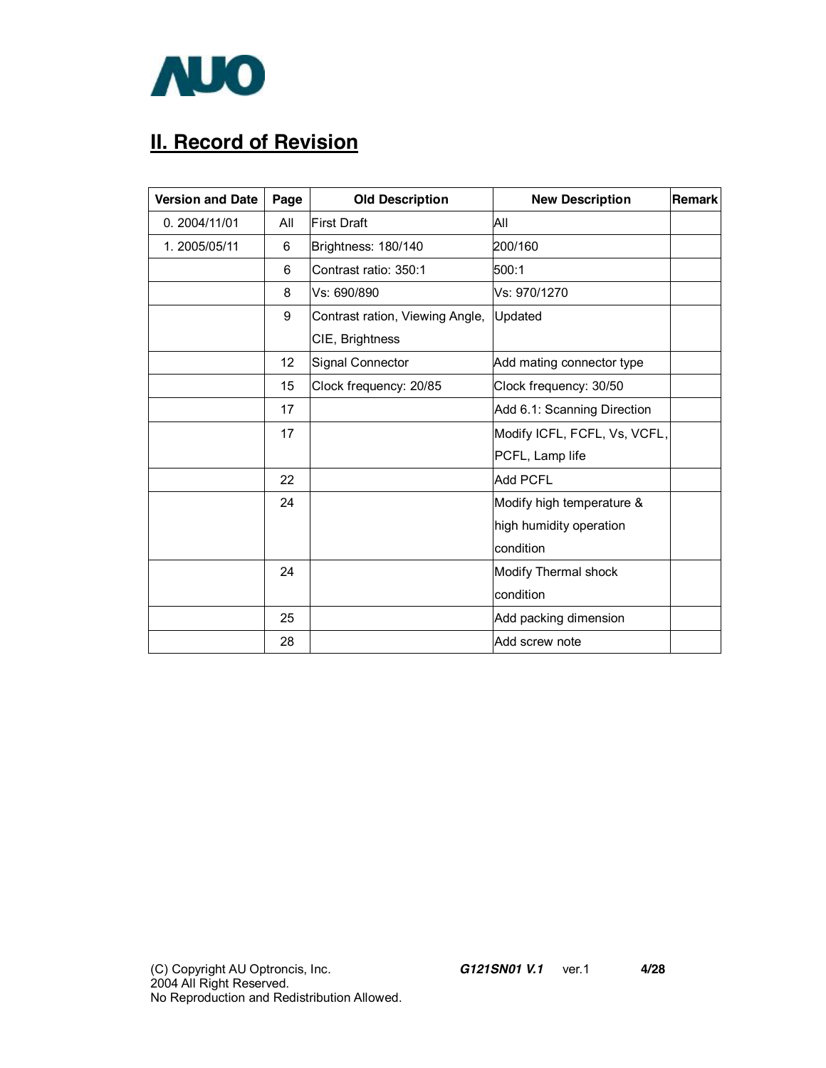## II. Record of Revision

| Version and Date | Page | Old Description | New Description | Remark |
|---|---|---|---|---|
| 0. 2004/11/01 | All | First Draft | All | |
| 1. 2005/05/11 | 6 | Brightness: 180/140 | 200/160 | |
| | 6 | Contrast ratio: 350:1 | 500:1 | |
| | 8 | Vs: 690/890 | Vs: 970/1270 | |
| | 9 | Contrast ration, Viewing Angle, CIE, Brightness | Updated | |
| | 12 | Signal Connector | Add mating connector type | |
| | 15 | Clock frequency: 20/85 | Clock frequency: 30/50 | |
| | 17 | | Add 6.1: Scanning Direction | |
| | 17 | | Modify ICFL, FCFL, Vs, VCFL, PCFL, Lamp life | |
| | 22 | | Add PCFL | |
| | 24 | | Modify high temperature & high humidity operation condition | |
| | 24 | | Modify Thermal shock condition | |
| | 25 | | Add packing dimension | |
| | 28 | | Add screw note | |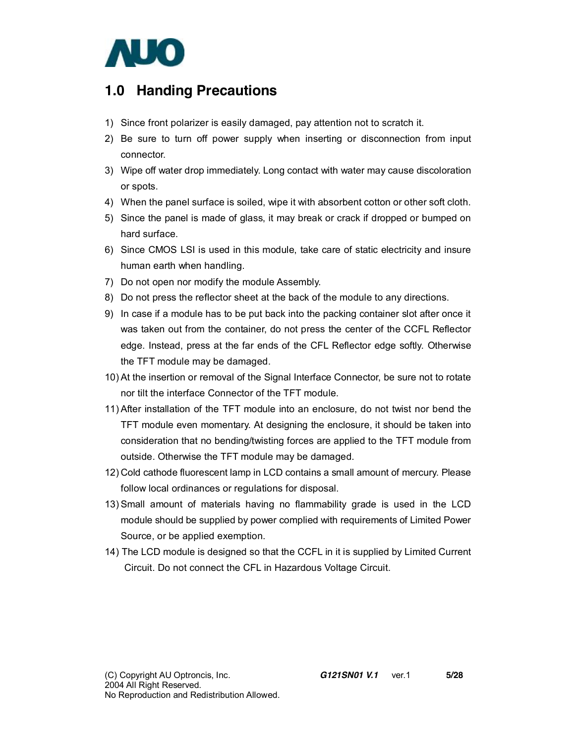# 1.0 Handing Precautions

1) Since front polarizer is easily damaged, pay attention not to scratch it.
2) Be sure to turn off power supply when inserting or disconnection from input connector.
3) Wipe off water drop immediately. Long contact with water may cause discoloration or spots.
4) When the panel surface is soiled, wipe it with absorbent cotton or other soft cloth.
5) Since the panel is made of glass, it may break or crack if dropped or bumped on hard surface.
6) Since CMOS LSI is used in this module, take care of static electricity and insure human earth when handling.
7) Do not open nor modify the module Assembly.
8) Do not press the reflector sheet at the back of the module to any directions.
9) In case if a module has to be put back into the packing container slot after once it was taken out from the container, do not press the center of the CCFL Reflector edge. Instead, press at the far ends of the CFL Reflector edge softly. Otherwise the TFT module may be damaged.
10) At the insertion or removal of the Signal Interface Connector, be sure not to rotate nor tilt the interface Connector of the TFT module.
11) After installation of the TFT module into an enclosure, do not twist nor bend the TFT module even momentary. At designing the enclosure, it should be taken into consideration that no bending/twisting forces are applied to the TFT module from outside. Otherwise the TFT module may be damaged.
12) Cold cathode fluorescent lamp in LCD contains a small amount of mercury. Please follow local ordinances or regulations for disposal.
13) Small amount of materials having no flammability grade is used in the LCD module should be supplied by power complied with requirements of Limited Power Source, or be applied exemption.
14) The LCD module is designed so that the CCFL in it is supplied by Limited Current Circuit. Do not connect the CFL in Hazardous Voltage Circuit.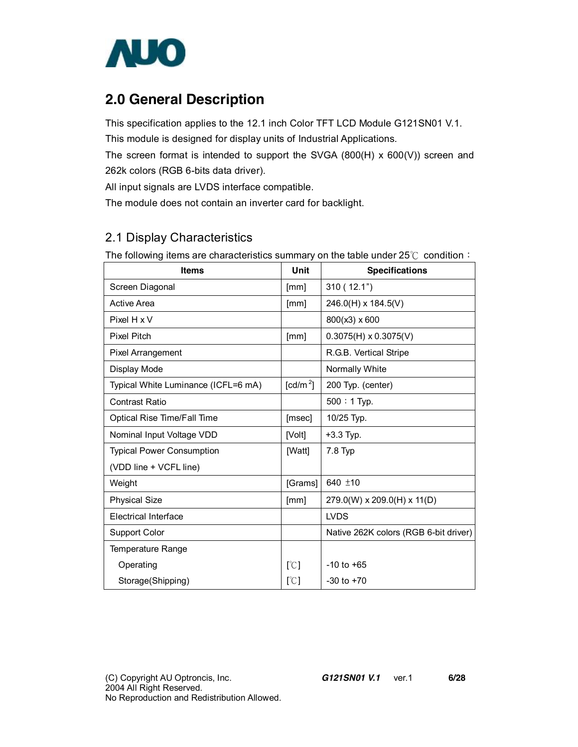## 2.0 General Description

This specification applies to the 12.1 inch Color TFT LCD Module G121SN01 V.1.
This module is designed for display units of Industrial Applications.
The screen format is intended to support the SVGA (800(H) x 600(V)) screen and 262k colors (RGB 6-bits data driver).
All input signals are LVDS interface compatible.
The module does not contain an inverter card for backlight.

### 2.1 Display Characteristics

The following items are characteristics summary on the table under 25℃ condition：

| Items | Unit | Specifications |
|---|---|---|
| Screen Diagonal | [mm] | 310 ( 12.1") |
| Active Area | [mm] | 246.0(H) x 184.5(V) |
| Pixel H x V | | 800(x3) x 600 |
| Pixel Pitch | [mm] | 0.3075(H) x 0.3075(V) |
| Pixel Arrangement | | R.G.B. Vertical Stripe |
| Display Mode | | Normally White |
| Typical White Luminance (ICFL=6 mA) | [cd/m$^2$] | 200 Typ. (center) |
| Contrast Ratio | | 500：1 Typ. |
| Optical Rise Time/Fall Time | [msec] | 10/25 Typ. |
| Nominal Input Voltage VDD | [Volt] | +3.3 Typ. |
| Typical Power Consumption (VDD line + VCFL line) | [Watt] | 7.8 Typ |
| Weight | [Grams] | 640 ±10 |
| Physical Size | [mm] | 279.0(W) x 209.0(H) x 11(D) |
| Electrical Interface | | LVDS |
| Support Color | | Native 262K colors (RGB 6-bit driver) |
| Temperature Range | | |
| Operating | [℃] | -10 to +65 |
| Storage(Shipping) | [℃] | -30 to +70 |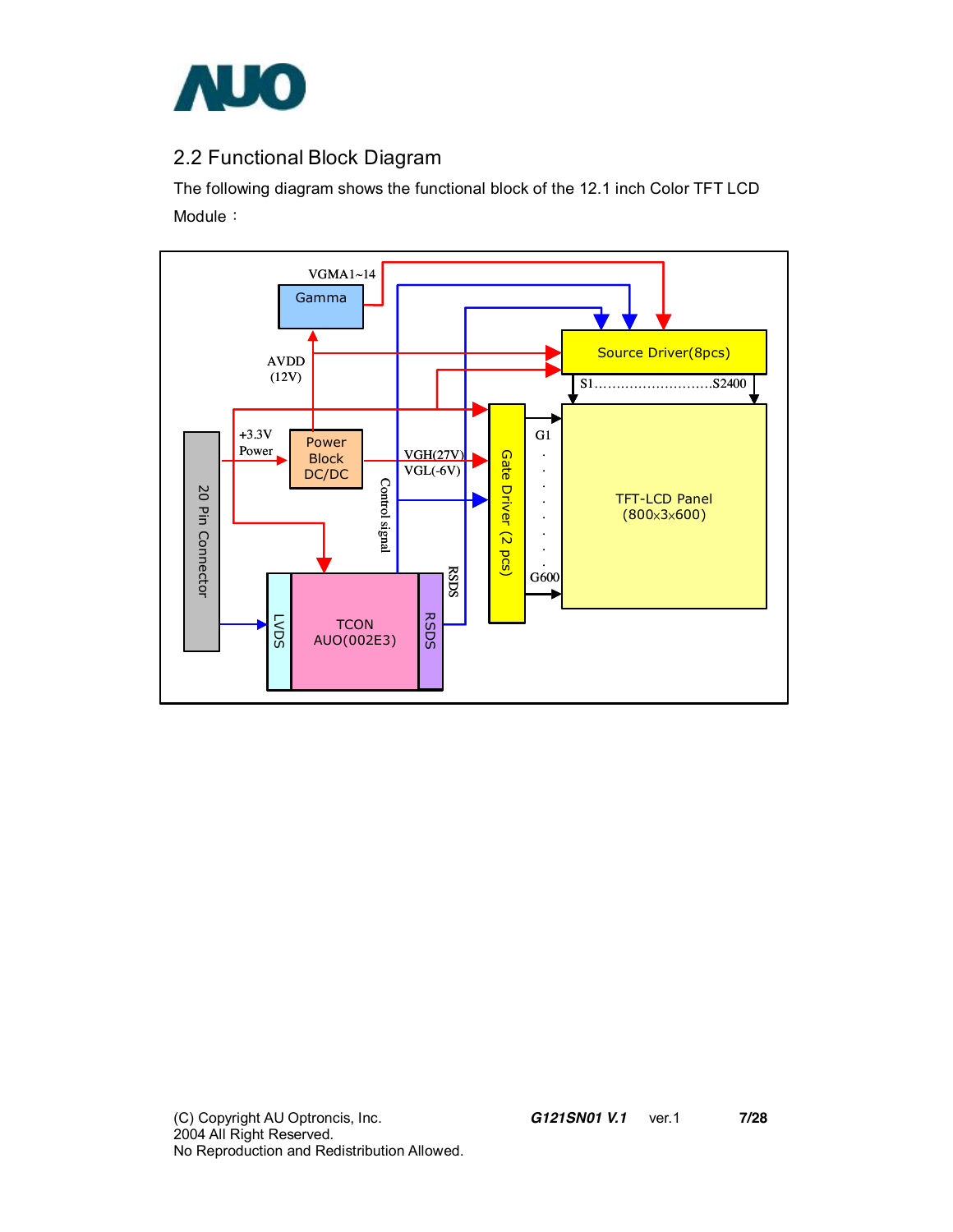## 2.2 Functional Block Diagram

The following diagram shows the functional block of the 12.1 inch Color TFT LCD Module：

VGMA1~14

Gamma

AVDD (12V)

Source Driver(8pcs)

S1……………………….S2400

+3.3V Power

Power Block DC/DC

VGH(27V)

VGL(-6V)

Control signal

Gate Driver (2 pcs)

G1

G600

TFT-LCD Panel (800x3x600)

20 Pin Connector

LVDS

TCON AUO(002E3)

RSDS

RSDS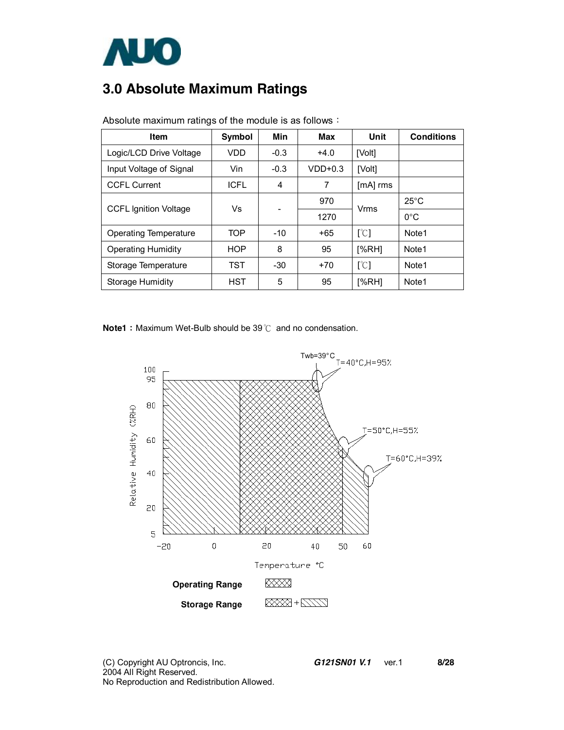## 3.0 Absolute Maximum Ratings

Absolute maximum ratings of the module is as follows：

| Item | Symbol | Min | Max | Unit | Conditions |
|---|---|---|---|---|---|
| Logic/LCD Drive Voltage | VDD | -0.3 | +4.0 | [Volt] | |
| Input Voltage of Signal | Vin | -0.3 | VDD+0.3 | [Volt] | |
| CCFL Current | ICFL | 4 | 7 | [mA] rms | |
| CCFL Ignition Voltage | Vs | - | 970 | Vrms | 25°C |
| | | | 1270 | | 0°C |
| Operating Temperature | TOP | -10 | +65 | [℃] | Note1 |
| Operating Humidity | HOP | 8 | 95 | [%RH] | Note1 |
| Storage Temperature | TST | -30 | +70 | [℃] | Note1 |
| Storage Humidity | HST | 5 | 95 | [%RH] | Note1 |

**Note1：**Maximum Wet-Bulb should be 39℃ and no condensation.

Twb=39°C

T=40°C,H=95%

T=50°C,H=55%

T=60°C,H=39%

Relative Humidity (%RH)

Temperature °C

**Operating Range**

**Storage Range**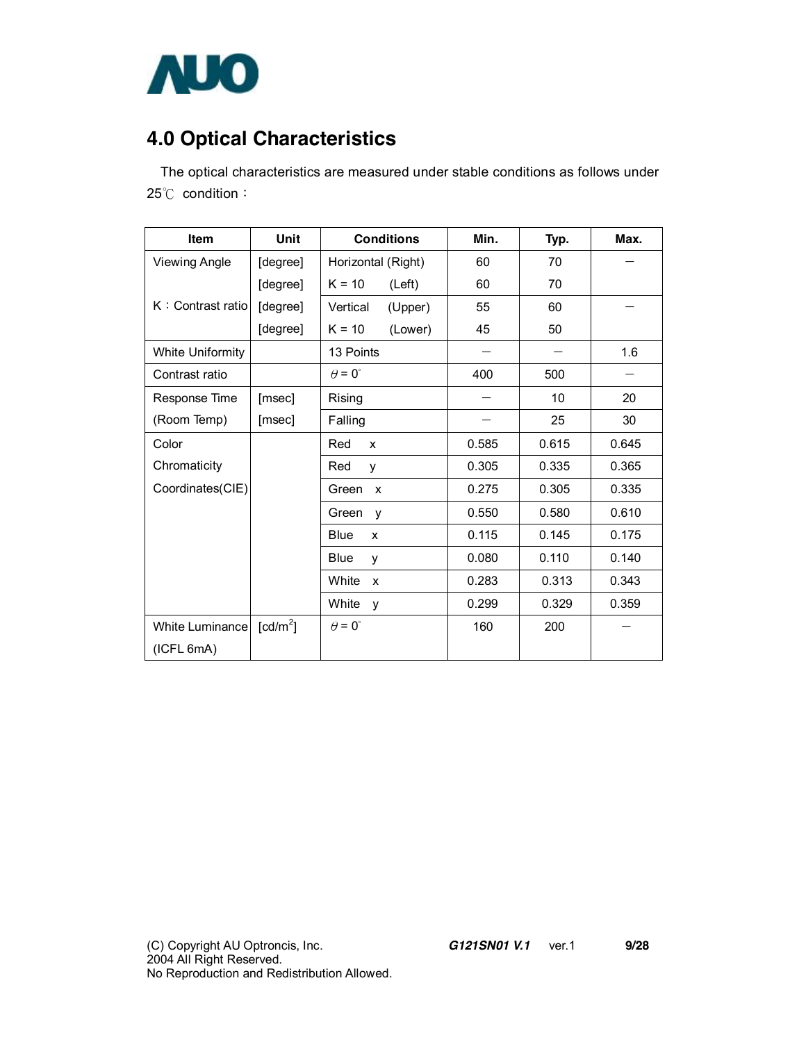# 4.0 Optical Characteristics

The optical characteristics are measured under stable conditions as follows under 25℃ condition：

| Item | Unit | Conditions | Min. | Typ. | Max. |
|---|---|---|---|---|---|
| Viewing Angle | [degree] | Horizontal (Right) | 60 | 70 | — |
| | [degree] | K = 10 (Left) | 60 | 70 | |
| K：Contrast ratio | [degree] | Vertical (Upper) | 55 | 60 | — |
| | [degree] | K = 10 (Lower) | 45 | 50 | |
| White Uniformity | | 13 Points | — | — | 1.6 |
| Contrast ratio | | $\theta = 0^{\circ}$ | 400 | 500 | — |
| Response Time | [msec] | Rising | — | 10 | 20 |
| (Room Temp) | [msec] | Falling | — | 25 | 30 |
| Color Chromaticity Coordinates(CIE) | | Red x | 0.585 | 0.615 | 0.645 |
| | | Red y | 0.305 | 0.335 | 0.365 |
| | | Green x | 0.275 | 0.305 | 0.335 |
| | | Green y | 0.550 | 0.580 | 0.610 |
| | | Blue x | 0.115 | 0.145 | 0.175 |
| | | Blue y | 0.080 | 0.110 | 0.140 |
| | | White x | 0.283 | 0.313 | 0.343 |
| | | White y | 0.299 | 0.329 | 0.359 |
| White Luminance (ICFL 6mA) | [cd/m$^2$] | $\theta = 0^{\circ}$ | 160 | 200 | — |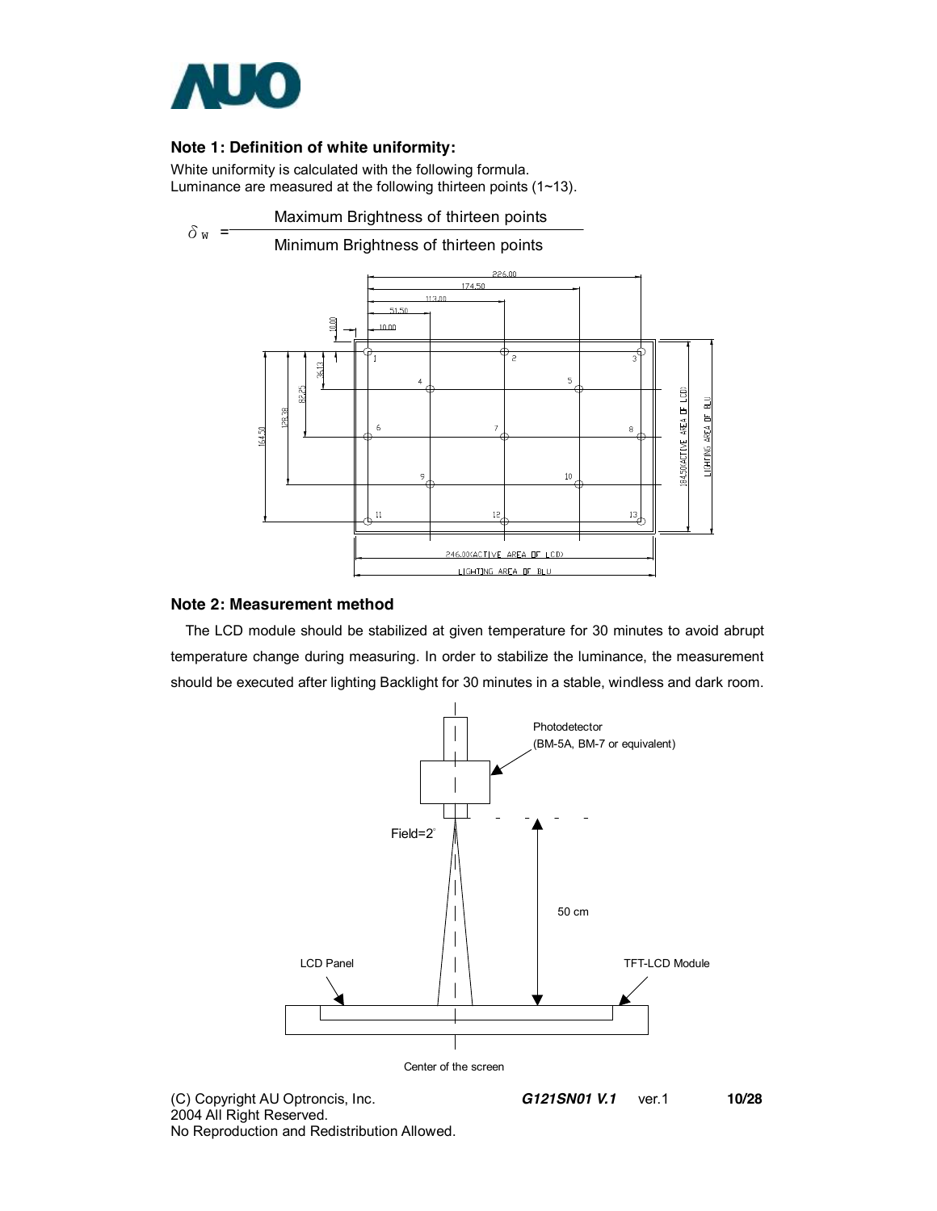### Note 1: Definition of white uniformity:

White uniformity is calculated with the following formula.
Luminance are measured at the following thirteen points (1~13).

$$\delta_W = \frac{\text{Maximum Brightness of thirteen points}}{\text{Minimum Brightness of thirteen points}}$$

### Note 2: Measurement method

The LCD module should be stabilized at given temperature for 30 minutes to avoid abrupt temperature change during measuring. In order to stabilize the luminance, the measurement should be executed after lighting Backlight for 30 minutes in a stable, windless and dark room.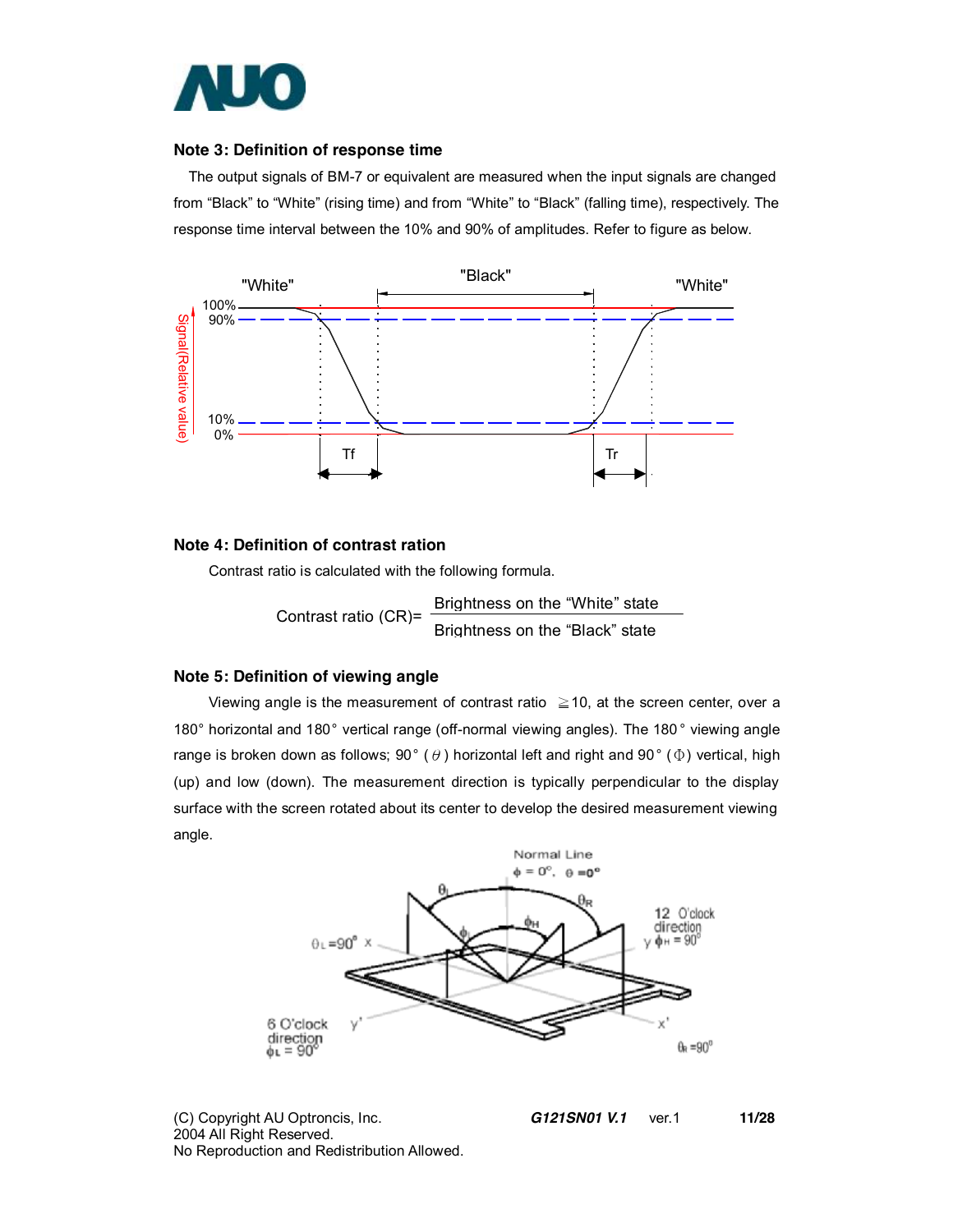**Note 3: Definition of response time**

The output signals of BM-7 or equivalent are measured when the input signals are changed from “Black” to “White” (rising time) and from “White” to “Black” (falling time), respectively. The response time interval between the 10% and 90% of amplitudes. Refer to figure as below.

**Note 4: Definition of contrast ration**

Contrast ratio is calculated with the following formula.

$$\text{Contrast ratio (CR)} = \frac{\text{Brightness on the “White” state}}{\text{Brightness on the “Black” state}}$$

**Note 5: Definition of viewing angle**

Viewing angle is the measurement of contrast ratio ≧10, at the screen center, over a 180° horizontal and 180° vertical range (off-normal viewing angles). The 180° viewing angle range is broken down as follows; 90° ($\theta$) horizontal left and right and 90° ($\Phi$) vertical, high (up) and low (down). The measurement direction is typically perpendicular to the display surface with the screen rotated about its center to develop the desired measurement viewing angle.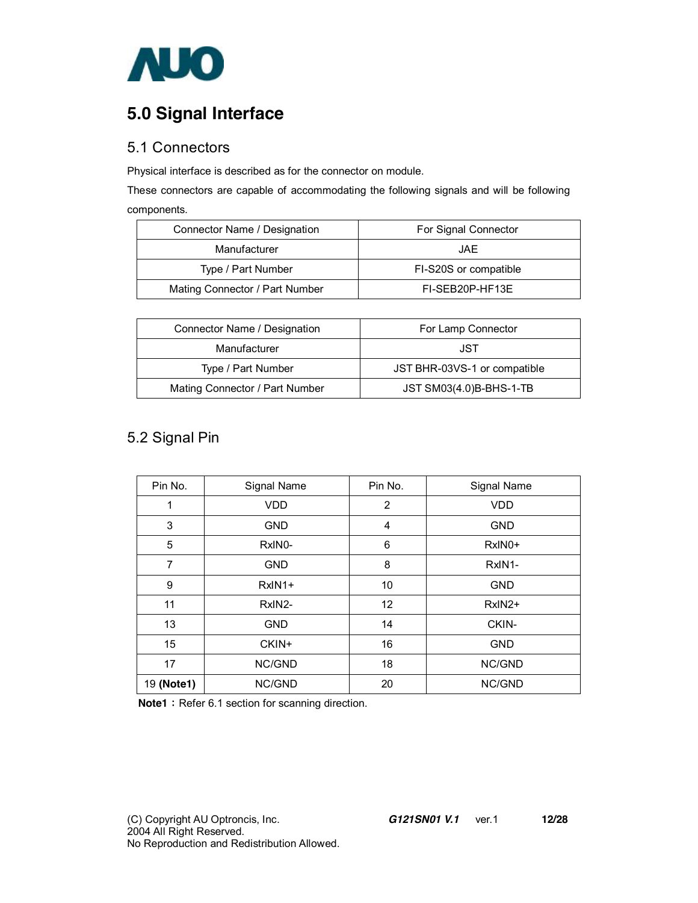# 5.0 Signal Interface

## 5.1 Connectors

Physical interface is described as for the connector on module.

These connectors are capable of accommodating the following signals and will be following components.

| Connector Name / Designation | For Signal Connector |
|---|---|
| Manufacturer | JAE |
| Type / Part Number | FI-S20S or compatible |
| Mating Connector / Part Number | FI-SEB20P-HF13E |

| Connector Name / Designation | For Lamp Connector |
|---|---|
| Manufacturer | JST |
| Type / Part Number | JST BHR-03VS-1 or compatible |
| Mating Connector / Part Number | JST SM03(4.0)B-BHS-1-TB |

## 5.2 Signal Pin

| Pin No. | Signal Name | Pin No. | Signal Name |
|---|---|---|---|
| 1 | VDD | 2 | VDD |
| 3 | GND | 4 | GND |
| 5 | RxIN0- | 6 | RxIN0+ |
| 7 | GND | 8 | RxIN1- |
| 9 | RxIN1+ | 10 | GND |
| 11 | RxIN2- | 12 | RxIN2+ |
| 13 | GND | 14 | CKIN- |
| 15 | CKIN+ | 16 | GND |
| 17 | NC/GND | 18 | NC/GND |
| 19 **(Note1)** | NC/GND | 20 | NC/GND |

**Note1**：Refer 6.1 section for scanning direction.

(C) Copyright AU Optroncis, Inc.
2004 All Right Reserved.
No Reproduction and Redistribution Allowed.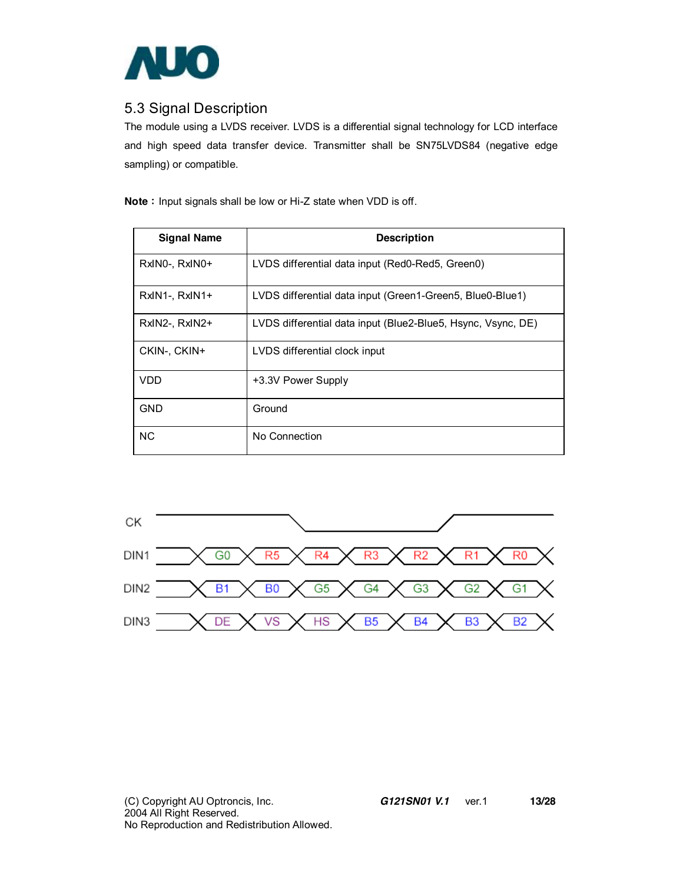## 5.3 Signal Description

The module using a LVDS receiver. LVDS is a differential signal technology for LCD interface and high speed data transfer device. Transmitter shall be SN75LVDS84 (negative edge sampling) or compatible.

**Note：** Input signals shall be low or Hi-Z state when VDD is off.

| Signal Name | Description |
|---|---|
| RxIN0-, RxIN0+ | LVDS differential data input (Red0-Red5, Green0) |
| RxIN1-, RxIN1+ | LVDS differential data input (Green1-Green5, Blue0-Blue1) |
| RxIN2-, RxIN2+ | LVDS differential data input (Blue2-Blue5, Hsync, Vsync, DE) |
| CKIN-, CKIN+ | LVDS differential clock input |
| VDD | +3.3V Power Supply |
| GND | Ground |
| NC | No Connection |

| Signal | | | | | | | |
|---|---|---|---|---|---|---|---|
| CK | | | | | | | |
| DIN1 | G0 | R5 | R4 | R3 | R2 | R1 | R0 |
| DIN2 | B1 | B0 | G5 | G4 | G3 | G2 | G1 |
| DIN3 | DE | VS | HS | B5 | B4 | B3 | B2 |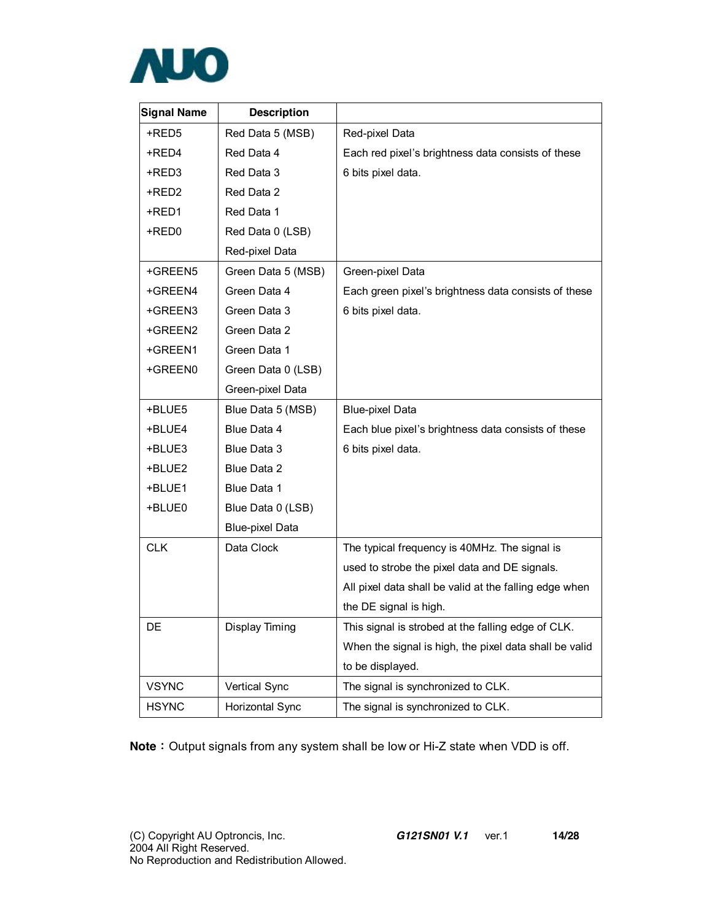| Signal Name | Description | |
|---|---|---|
| +RED5<br>+RED4<br>+RED3<br>+RED2<br>+RED1<br>+RED0 | Red Data 5 (MSB)<br>Red Data 4<br>Red Data 3<br>Red Data 2<br>Red Data 1<br>Red Data 0 (LSB)<br>Red-pixel Data | Red-pixel Data<br>Each red pixel's brightness data consists of these 6 bits pixel data. |
| +GREEN5<br>+GREEN4<br>+GREEN3<br>+GREEN2<br>+GREEN1<br>+GREEN0 | Green Data 5 (MSB)<br>Green Data 4<br>Green Data 3<br>Green Data 2<br>Green Data 1<br>Green Data 0 (LSB)<br>Green-pixel Data | Green-pixel Data<br>Each green pixel's brightness data consists of these 6 bits pixel data. |
| +BLUE5<br>+BLUE4<br>+BLUE3<br>+BLUE2<br>+BLUE1<br>+BLUE0 | Blue Data 5 (MSB)<br>Blue Data 4<br>Blue Data 3<br>Blue Data 2<br>Blue Data 1<br>Blue Data 0 (LSB)<br>Blue-pixel Data | Blue-pixel Data<br>Each blue pixel's brightness data consists of these 6 bits pixel data. |
| CLK | Data Clock | The typical frequency is 40MHz. The signal is used to strobe the pixel data and DE signals. All pixel data shall be valid at the falling edge when the DE signal is high. |
| DE | Display Timing | This signal is strobed at the falling edge of CLK. When the signal is high, the pixel data shall be valid to be displayed. |
| VSYNC | Vertical Sync | The signal is synchronized to CLK. |
| HSYNC | Horizontal Sync | The signal is synchronized to CLK. |

**Note**：Output signals from any system shall be low or Hi-Z state when VDD is off.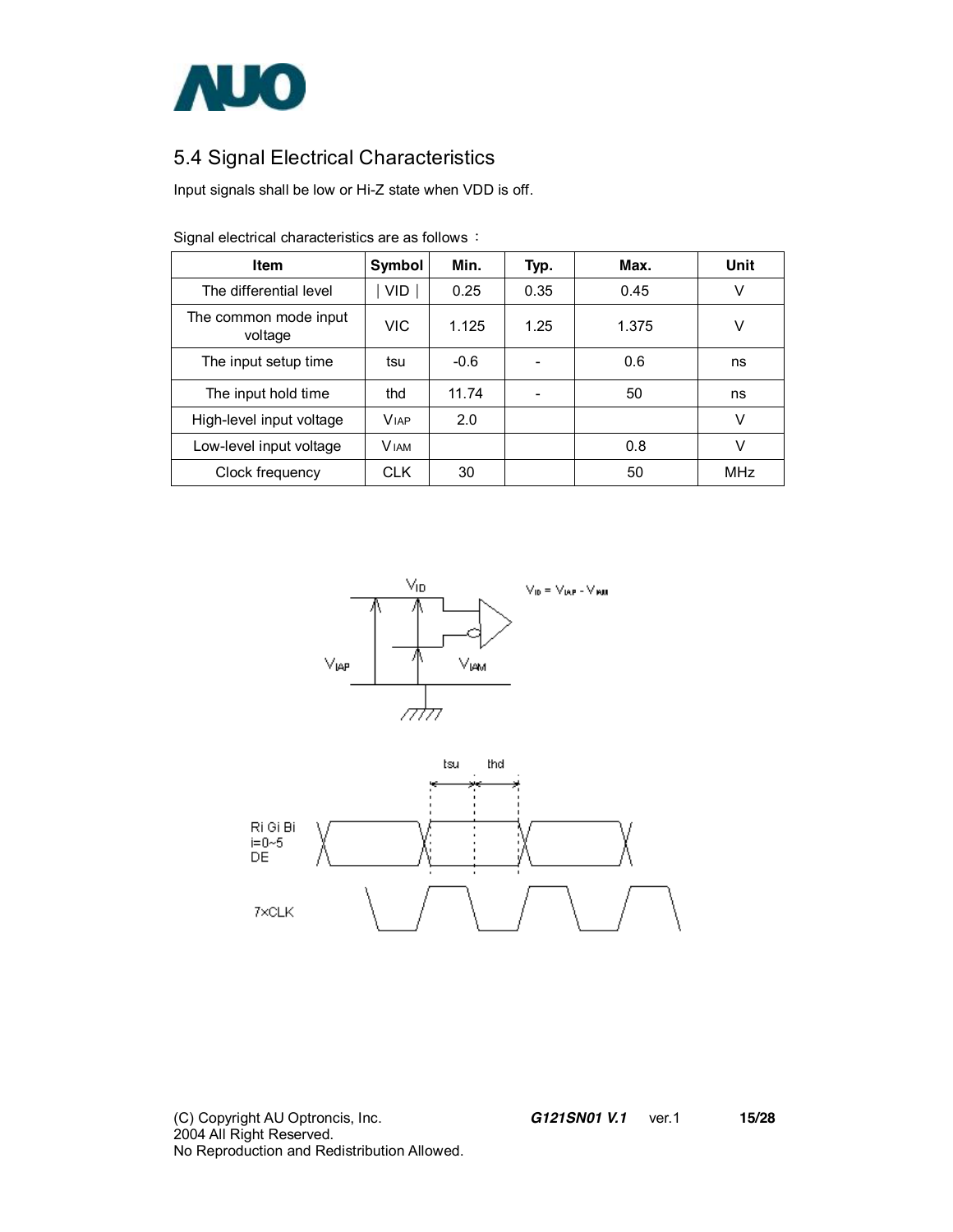## 5.4 Signal Electrical Characteristics

Input signals shall be low or Hi-Z state when VDD is off.

Signal electrical characteristics are as follows：

| Item | Symbol | Min. | Typ. | Max. | Unit |
|---|---|---|---|---|---|
| The differential level | $\lvert VID \rvert$ | 0.25 | 0.35 | 0.45 | V |
| The common mode input voltage | VIC | 1.125 | 1.25 | 1.375 | V |
| The input setup time | tsu | -0.6 | - | 0.6 | ns |
| The input hold time | thd | 11.74 | - | 50 | ns |
| High-level input voltage | $V_{IAP}$ | 2.0 | | | V |
| Low-level input voltage | $V_{IAM}$ | | | 0.8 | V |
| Clock frequency | CLK | 30 | | 50 | MHz |

$V_{ID} = V_{IAP} - V_{IAM}$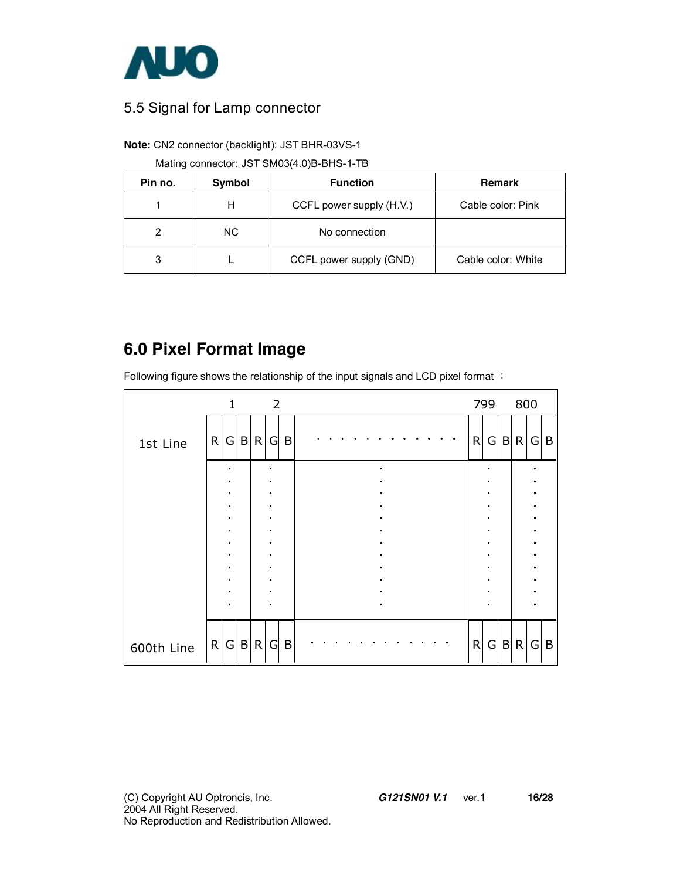## 5.5 Signal for Lamp connector

**Note:** CN2 connector (backlight): JST BHR-03VS-1

Mating connector: JST SM03(4.0)B-BHS-1-TB

| Pin no. | Symbol | Function | Remark |
|---|---|---|---|
| 1 | H | CCFL power supply (H.V.) | Cable color: Pink |
| 2 | NC | No connection | |
| 3 | L | CCFL power supply (GND) | Cable color: White |

# 6.0 Pixel Format Image

Following figure shows the relationship of the input signals and LCD pixel format ：

| | 1 | | | 2 | | | | 799 | | | 800 | | |
|---|---|---|---|---|---|---|---|---|---|---|---|---|---|
| 1st Line | R | G | B | R | G | B | . . . . . . . . . . . . | R | G | B | R | G | B |
| | : | | | : | | | : | : | | | : | | |
| 600th Line | R | G | B | R | G | B | . . . . . . . . . . . . | R | G | B | R | G | B |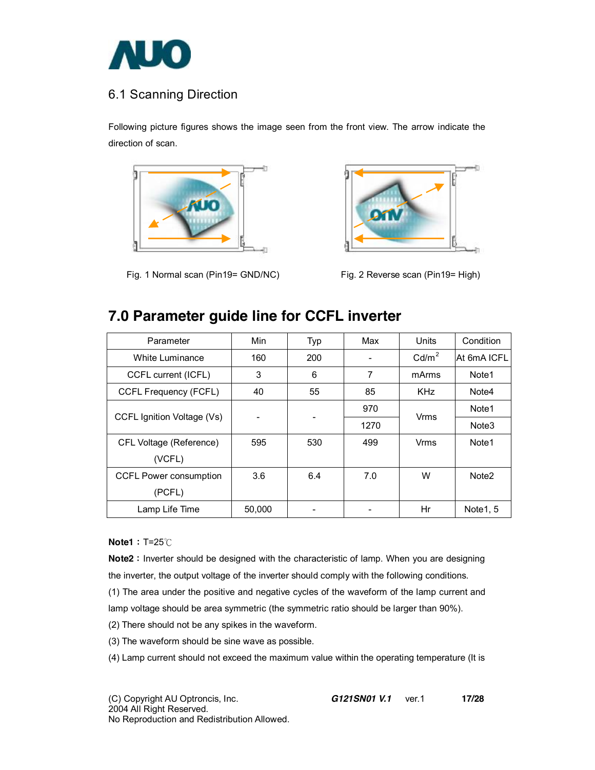## 6.1 Scanning Direction

Following picture figures shows the image seen from the front view. The arrow indicate the direction of scan.

Fig. 1 Normal scan (Pin19= GND/NC)

Fig. 2 Reverse scan (Pin19= High)

# 7.0 Parameter guide line for CCFL inverter

| Parameter | Min | Typ | Max | Units | Condition |
|---|---|---|---|---|---|
| White Luminance | 160 | 200 | - | Cd/m$^2$ | At 6mA ICFL |
| CCFL current (ICFL) | 3 | 6 | 7 | mArms | Note1 |
| CCFL Frequency (FCFL) | 40 | 55 | 85 | KHz | Note4 |
| CCFL Ignition Voltage (Vs) | - | - | 970 | Vrms | Note1 |
| | | | 1270 | | Note3 |
| CFL Voltage (Reference) (VCFL) | 595 | 530 | 499 | Vrms | Note1 |
| CCFL Power consumption (PCFL) | 3.6 | 6.4 | 7.0 | W | Note2 |
| Lamp Life Time | 50,000 | - | - | Hr | Note1, 5 |

**Note1：** T=25℃

**Note2：** Inverter should be designed with the characteristic of lamp. When you are designing the inverter, the output voltage of the inverter should comply with the following conditions.

(1) The area under the positive and negative cycles of the waveform of the lamp current and lamp voltage should be area symmetric (the symmetric ratio should be larger than 90%).

(2) There should not be any spikes in the waveform.

(3) The waveform should be sine wave as possible.

(4) Lamp current should not exceed the maximum value within the operating temperature (It is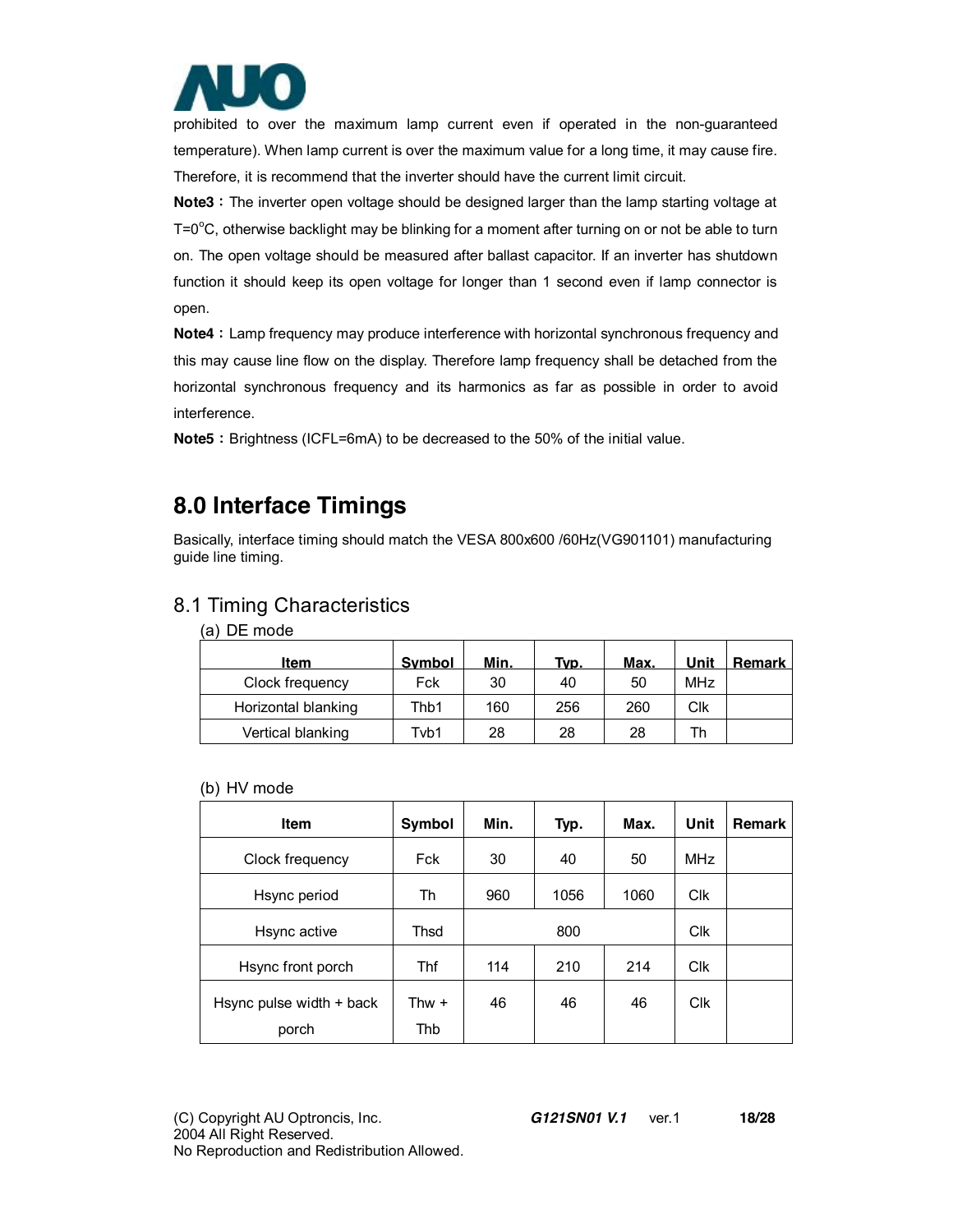prohibited to over the maximum lamp current even if operated in the non-guaranteed temperature). When lamp current is over the maximum value for a long time, it may cause fire. Therefore, it is recommend that the inverter should have the current limit circuit.

**Note3：**The inverter open voltage should be designed larger than the lamp starting voltage at T=0$^{o}$C, otherwise backlight may be blinking for a moment after turning on or not be able to turn on. The open voltage should be measured after ballast capacitor. If an inverter has shutdown function it should keep its open voltage for longer than 1 second even if lamp connector is open.

**Note4：**Lamp frequency may produce interference with horizontal synchronous frequency and this may cause line flow on the display. Therefore lamp frequency shall be detached from the horizontal synchronous frequency and its harmonics as far as possible in order to avoid interference.

**Note5：**Brightness (ICFL=6mA) to be decreased to the 50% of the initial value.

# 8.0 Interface Timings

Basically, interface timing should match the VESA 800x600 /60Hz(VG901101) manufacturing guide line timing.

## 8.1 Timing Characteristics

(a) DE mode

| Item | Symbol | Min. | Typ. | Max. | Unit | Remark |
|---|---|---|---|---|---|---|
| Clock frequency | Fck | 30 | 40 | 50 | MHz | |
| Horizontal blanking | Thb1 | 160 | 256 | 260 | Clk | |
| Vertical blanking | Tvb1 | 28 | 28 | 28 | Th | |

(b) HV mode

| Item | Symbol | Min. | Typ. | Max. | Unit | Remark |
|---|---|---|---|---|---|---|
| Clock frequency | Fck | 30 | 40 | 50 | MHz | |
| Hsync period | Th | 960 | 1056 | 1060 | Clk | |
| Hsync active | Thsd | | 800 | | Clk | |
| Hsync front porch | Thf | 114 | 210 | 214 | Clk | |
| Hsync pulse width + back porch | Thw + Thb | 46 | 46 | 46 | Clk | |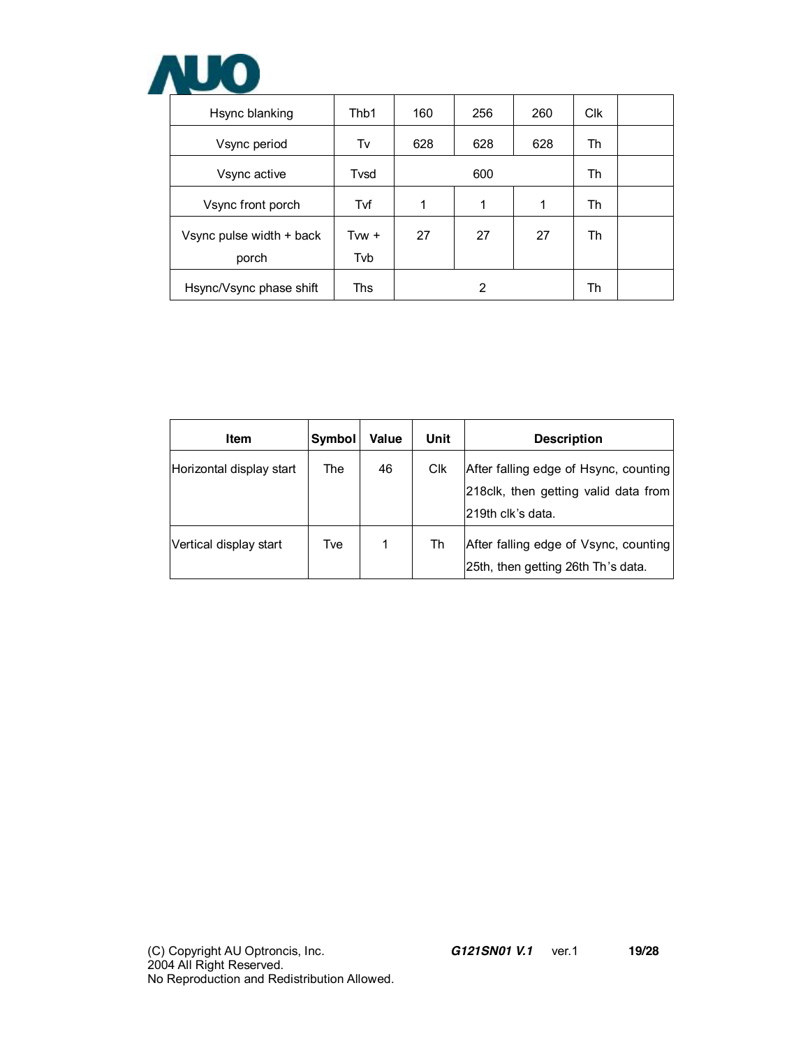| Hsync blanking | Thb1 | 160 | 256 | 260 | Clk | |
|---|---|---|---|---|---|---|
| Vsync period | Tv | 628 | 628 | 628 | Th | |
| Vsync active | Tvsd | | 600 | | Th | |
| Vsync front porch | Tvf | 1 | 1 | 1 | Th | |
| Vsync pulse width + back porch | Tvw + Tvb | 27 | 27 | 27 | Th | |
| Hsync/Vsync phase shift | Ths | | 2 | | Th | |

| Item | Symbol | Value | Unit | Description |
|---|---|---|---|---|
| Horizontal display start | The | 46 | Clk | After falling edge of Hsync, counting 218clk, then getting valid data from 219th clk's data. |
| Vertical display start | Tve | 1 | Th | After falling edge of Vsync, counting 25th, then getting 26th Th's data. |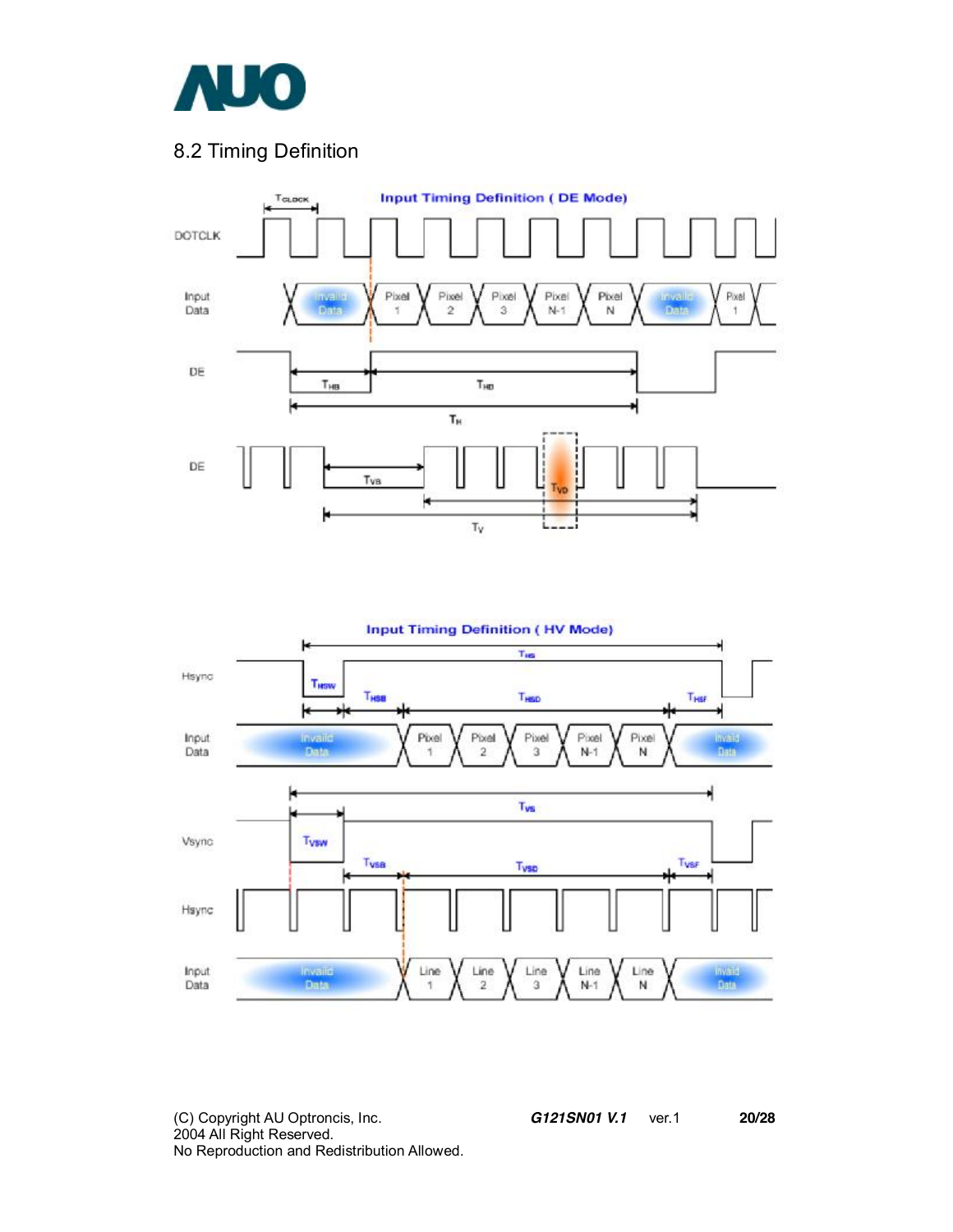## 8.2 Timing Definition

**Input Timing Definition ( DE Mode)**

**Input Timing Definition ( HV Mode)**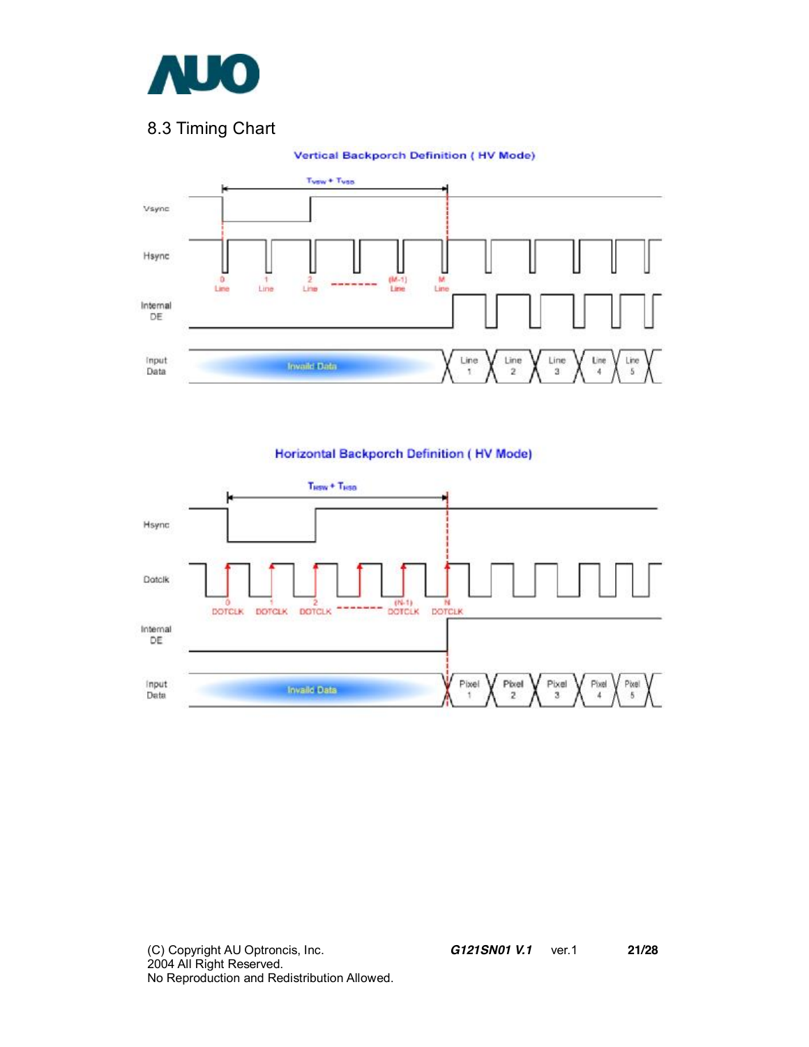## 8.3 Timing Chart

**Vertical Backporch Definition ( HV Mode)**

$T_{VSW} + T_{VSB}$

Vsync

Hsync

0 Line, 1 Line, 2 Line, (M-1) Line, M Line

Internal DE

Input Data: Invalid Data, Line 1, Line 2, Line 3, Line 4, Line 5

**Horizontal Backporch Definition ( HV Mode)**

$T_{HSW} + T_{HSB}$

Hsync

Dotclk

0 DOTCLK, 1 DOTCLK, 2 DOTCLK, (N-1) DOTCLK, N DOTCLK

Internal DE

Input Data: Invalid Data, Pixel 1, Pixel 2, Pixel 3, Pixel 4, Pixel 5

(C) Copyright AU Optroncis, Inc.
2004 All Right Reserved.
No Reproduction and Redistribution Allowed.

***G121SN01 V.1*** ver.1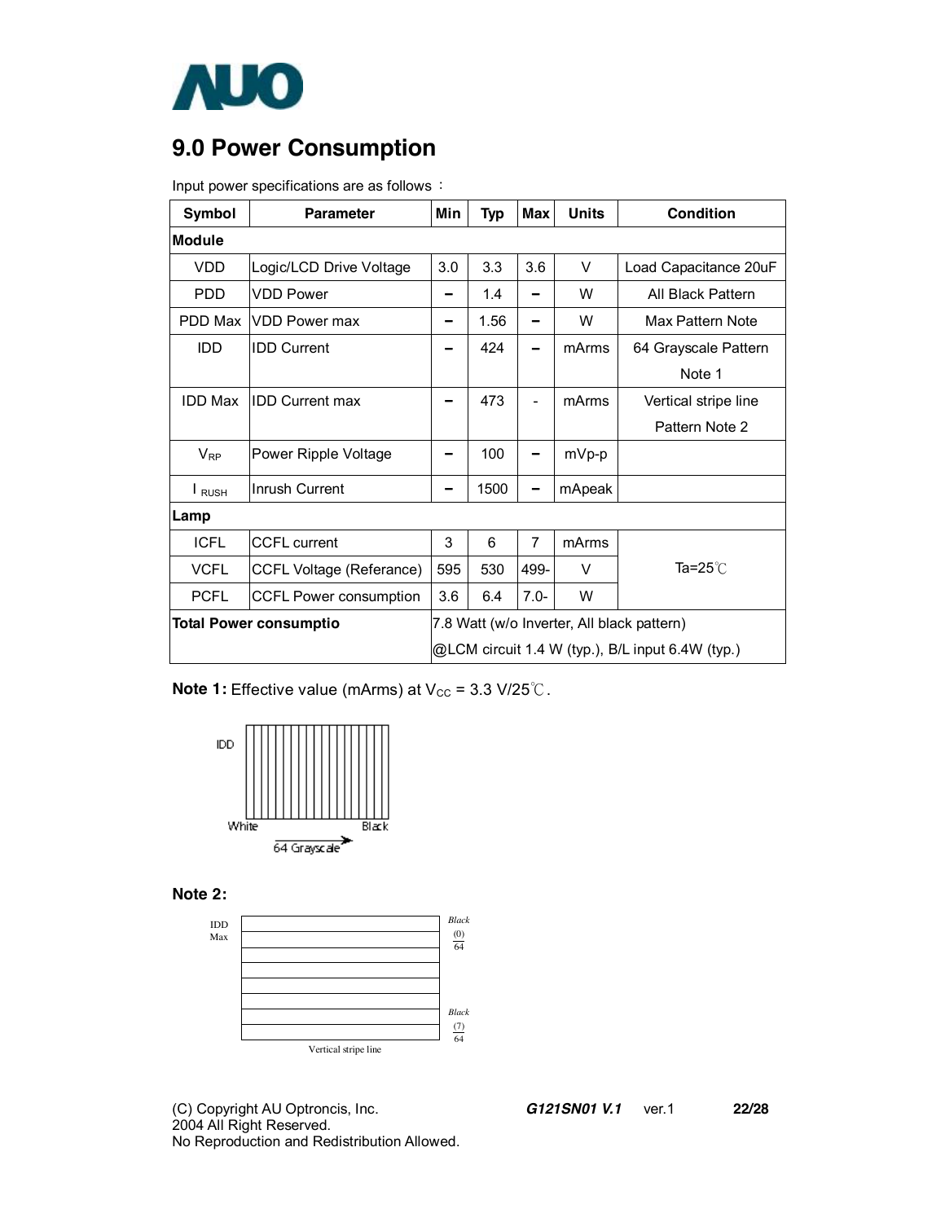## 9.0 Power Consumption

Input power specifications are as follows：

| Symbol | Parameter | Min | Typ | Max | Units | Condition |
|---|---|---|---|---|---|---|
| **Module** | | | | | | |
| VDD | Logic/LCD Drive Voltage | 3.0 | 3.3 | 3.6 | V | Load Capacitance 20uF |
| PDD | VDD Power | – | 1.4 | – | W | All Black Pattern |
| PDD Max | VDD Power max | – | 1.56 | – | W | Max Pattern Note |
| IDD | IDD Current | – | 424 | – | mArms | 64 Grayscale Pattern Note 1 |
| IDD Max | IDD Current max | – | 473 | - | mArms | Vertical stripe line Pattern Note 2 |
| $V_{RP}$ | Power Ripple Voltage | – | 100 | – | mVp-p | |
| $I_{RUSH}$ | Inrush Current | – | 1500 | – | mApeak | |
| **Lamp** | | | | | | |
| ICFL | CCFL current | 3 | 6 | 7 | mArms | Ta=25℃ |
| VCFL | CCFL Voltage (Referance) | 595 | 530 | 499- | V | |
| PCFL | CCFL Power consumption | 3.6 | 6.4 | 7.0- | W | |
| **Total Power consumptio** | | 7.8 Watt (w/o Inverter, All black pattern) @LCM circuit 1.4 W (typ.), B/L input 6.4W (typ.) | | | | |

**Note 1:** Effective value (mArms) at $V_{CC}$ = 3.3 V/25℃.

IDD

White　　Black

64 Grayscale

**Note 2:**

IDD Max

Black (0)/64

Black (7)/64

Vertical stripe line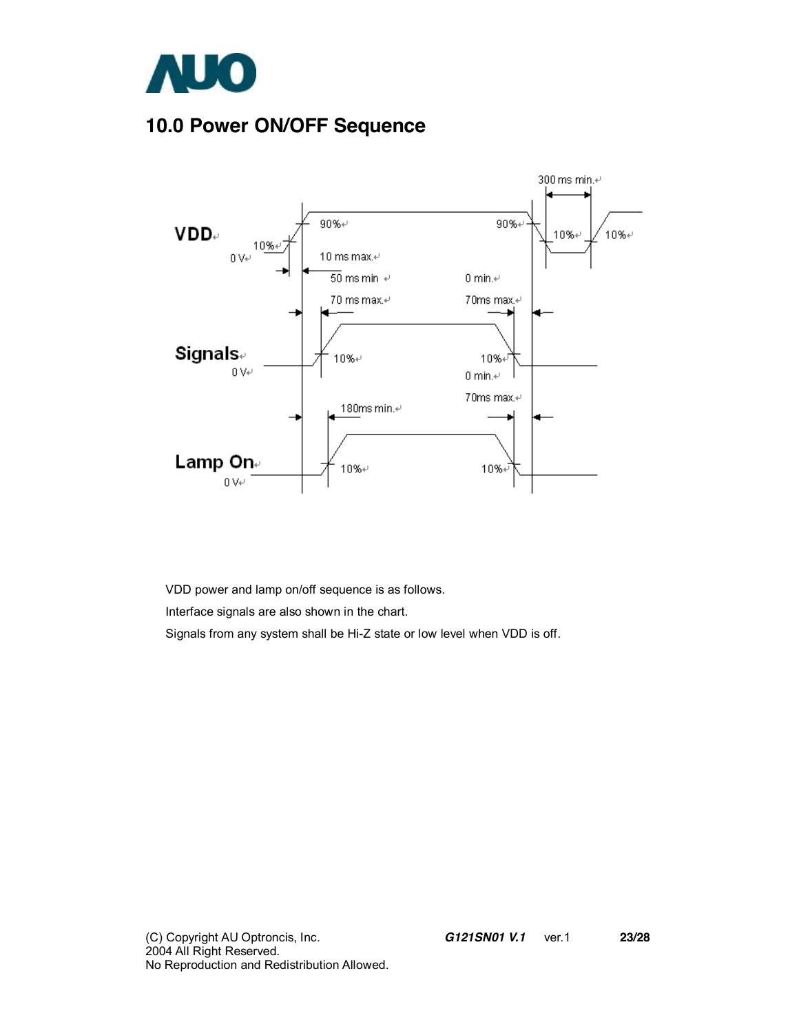## 10.0 Power ON/OFF Sequence

VDD power and lamp on/off sequence is as follows.

Interface signals are also shown in the chart.

Signals from any system shall be Hi-Z state or low level when VDD is off.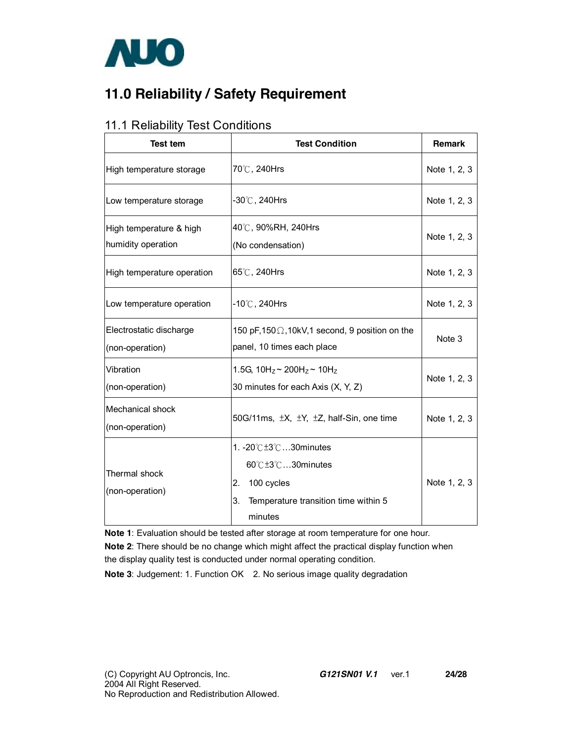## 11.0 Reliability / Safety Requirement

### 11.1 Reliability Test Conditions

| Test tem | Test Condition | Remark |
|---|---|---|
| High temperature storage | 70℃, 240Hrs | Note 1, 2, 3 |
| Low temperature storage | -30℃, 240Hrs | Note 1, 2, 3 |
| High temperature & high humidity operation | 40℃, 90%RH, 240Hrs (No condensation) | Note 1, 2, 3 |
| High temperature operation | 65℃, 240Hrs | Note 1, 2, 3 |
| Low temperature operation | -10℃, 240Hrs | Note 1, 2, 3 |
| Electrostatic discharge (non-operation) | 150 pF,150Ω,10kV,1 second, 9 position on the panel, 10 times each place | Note 3 |
| Vibration (non-operation) | 1.5G, $10H_Z$ ~ $200H_Z$ ~ $10H_Z$ 30 minutes for each Axis (X, Y, Z) | Note 1, 2, 3 |
| Mechanical shock (non-operation) | 50G/11ms, ±X, ±Y, ±Z, half-Sin, one time | Note 1, 2, 3 |
| Thermal shock (non-operation) | 1. -20℃±3℃…30minutes 60℃±3℃…30minutes 2. 100 cycles 3. Temperature transition time within 5 minutes | Note 1, 2, 3 |

**Note 1**: Evaluation should be tested after storage at room temperature for one hour.

**Note 2**: There should be no change which might affect the practical display function when the display quality test is conducted under normal operating condition.

**Note 3**: Judgement: 1. Function OK 2. No serious image quality degradation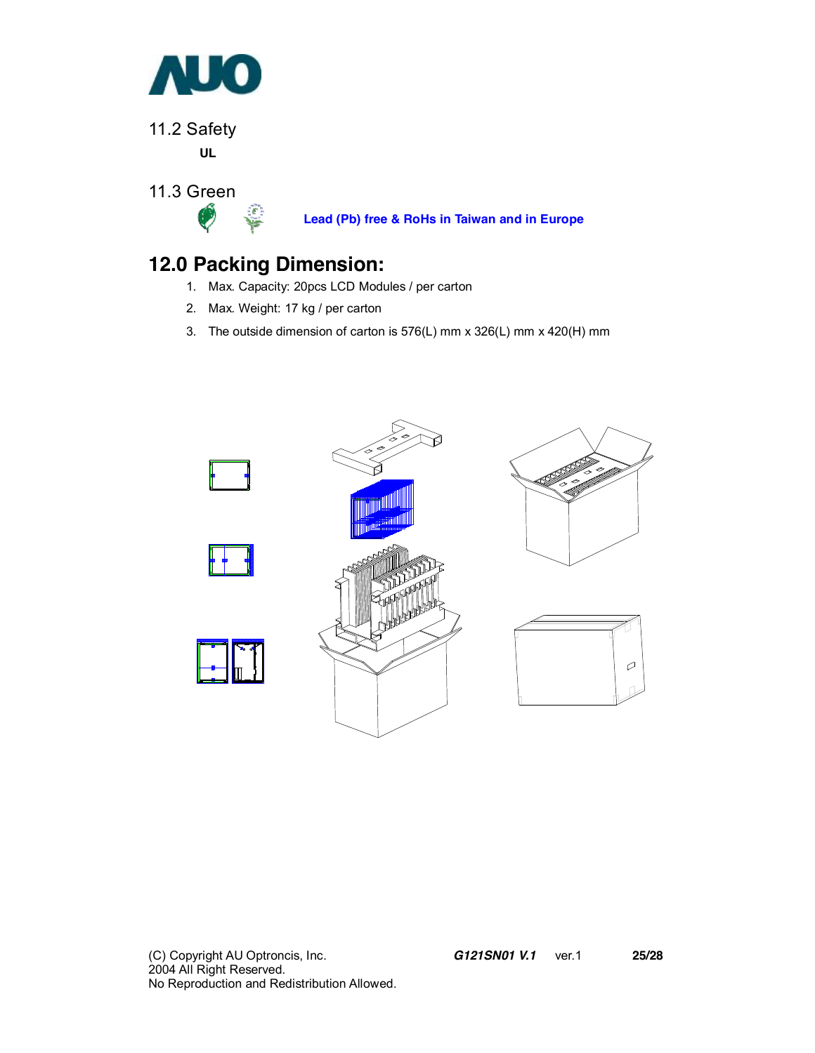## 11.2 Safety

**UL**

## 11.3 Green

**Lead (Pb) free & RoHs in Taiwan and in Europe**

# 12.0 Packing Dimension:

1. Max. Capacity: 20pcs LCD Modules / per carton
2. Max. Weight: 17 kg / per carton
3. The outside dimension of carton is 576(L) mm x 326(L) mm x 420(H) mm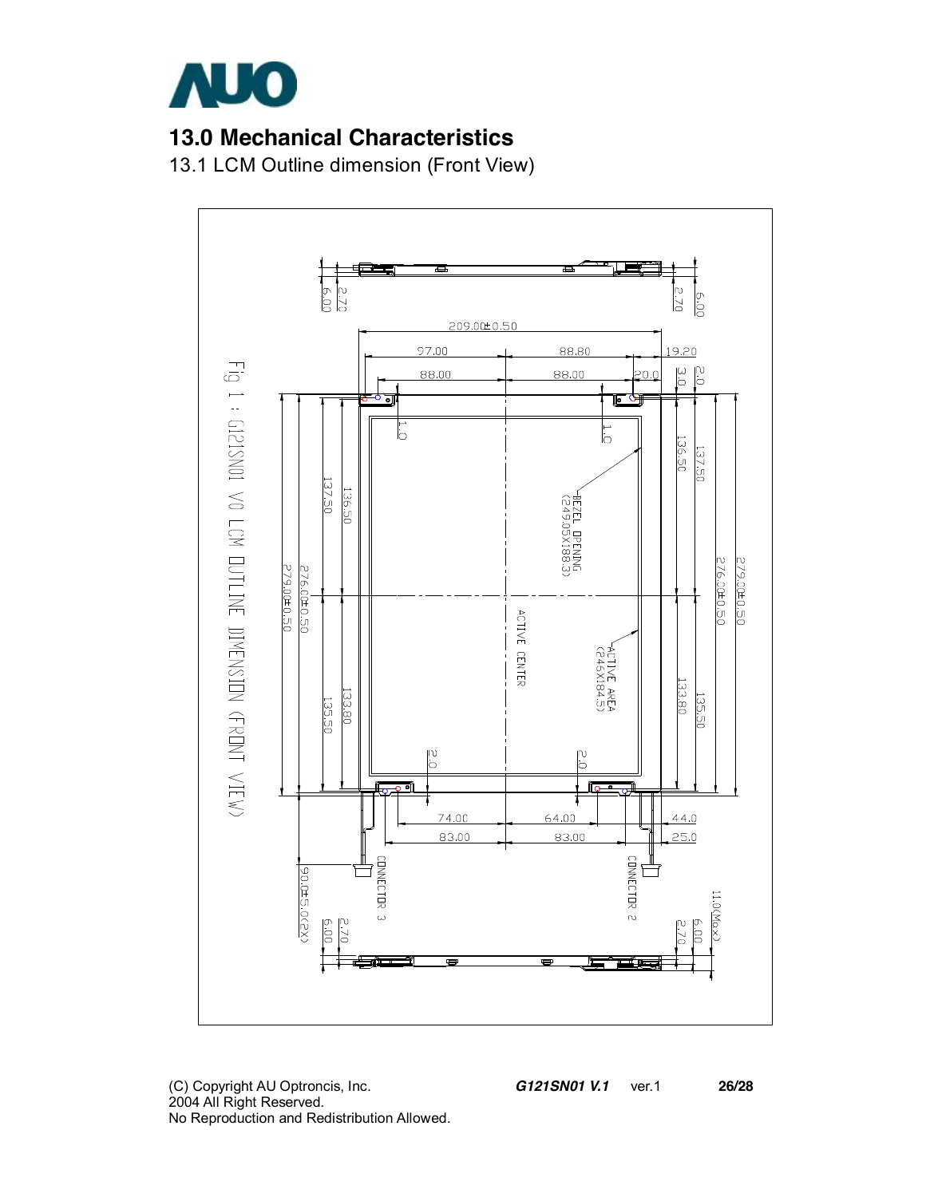## 13.0 Mechanical Characteristics

13.1 LCM Outline dimension (Front View)

Fig 1 : G121SN01 V0 LCM OUTLINE DIMENSION (FRONT VIEW)

209.00±0.50

97.00 88.80 19.20

88.00 88.00 20.0

3.0 2.0

1.0 1.0

BEZEL OPENING (249.05X188.3)

ACTIVE CENTER

ACTIVE AREA (245X184.5)

137.50 136.50 133.80 135.50

276.00±0.50 279.00±0.50

2.0 2.0

74.00 64.00 44.0

83.00 83.00 25.0

CONNECTOR 3 CONNECTOR 2

90.0±5.0(2X)

11.0(Max)

6.00 2.70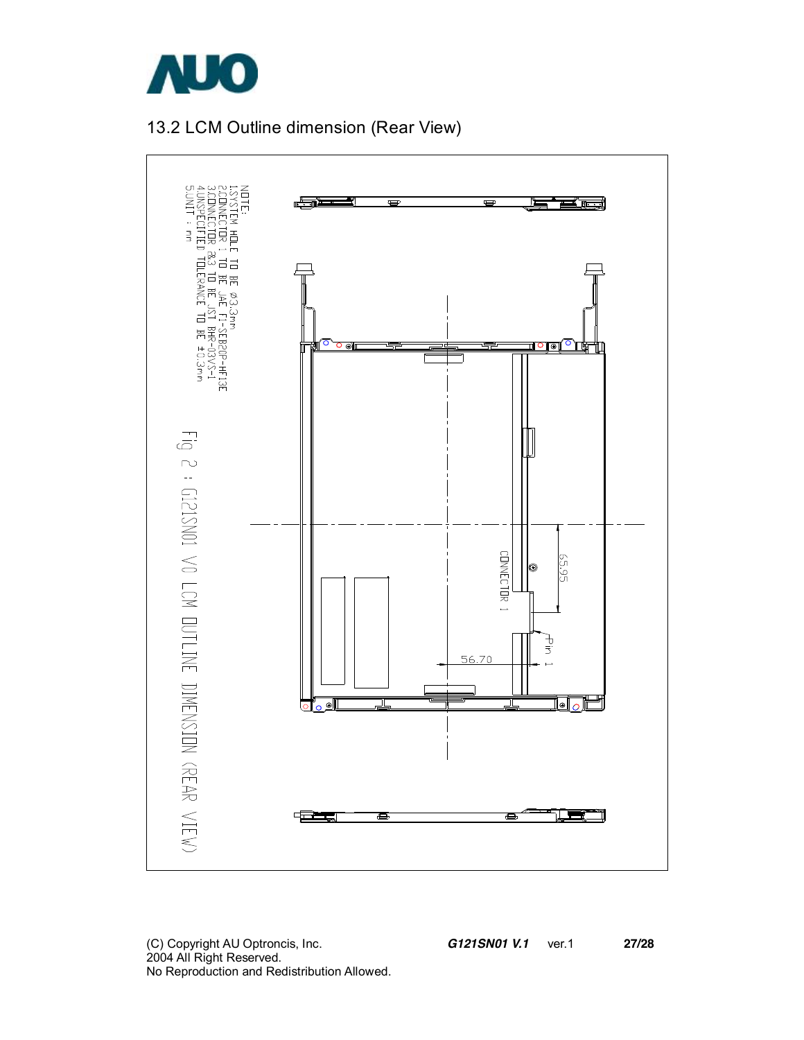## 13.2 LCM Outline dimension (Rear View)

NOTE:
1.SYSTEM HOLE TO BE Ø3.3mm
2.CONNECTOR 1 TO BE JAE FI-SEB20P-HF13E
3.CONNECTOR 2&3 TO BE JST BHR-03VS-1
4.UNSPECIFIED TOLERANCE TO BE ±0.3mm
5.UNIT : mm

65.95

CONNECTOR 1

Pin 1

56.70

Fig 2 : G121SN01 V0 LCM OUTLINE DIMENSION (REAR VIEW)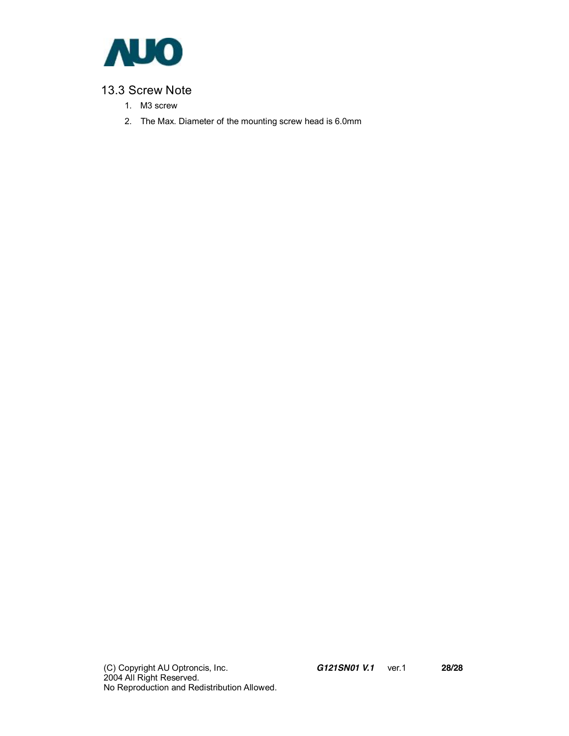### 13.3 Screw Note

1. M3 screw
2. The Max. Diameter of the mounting screw head is 6.0mm